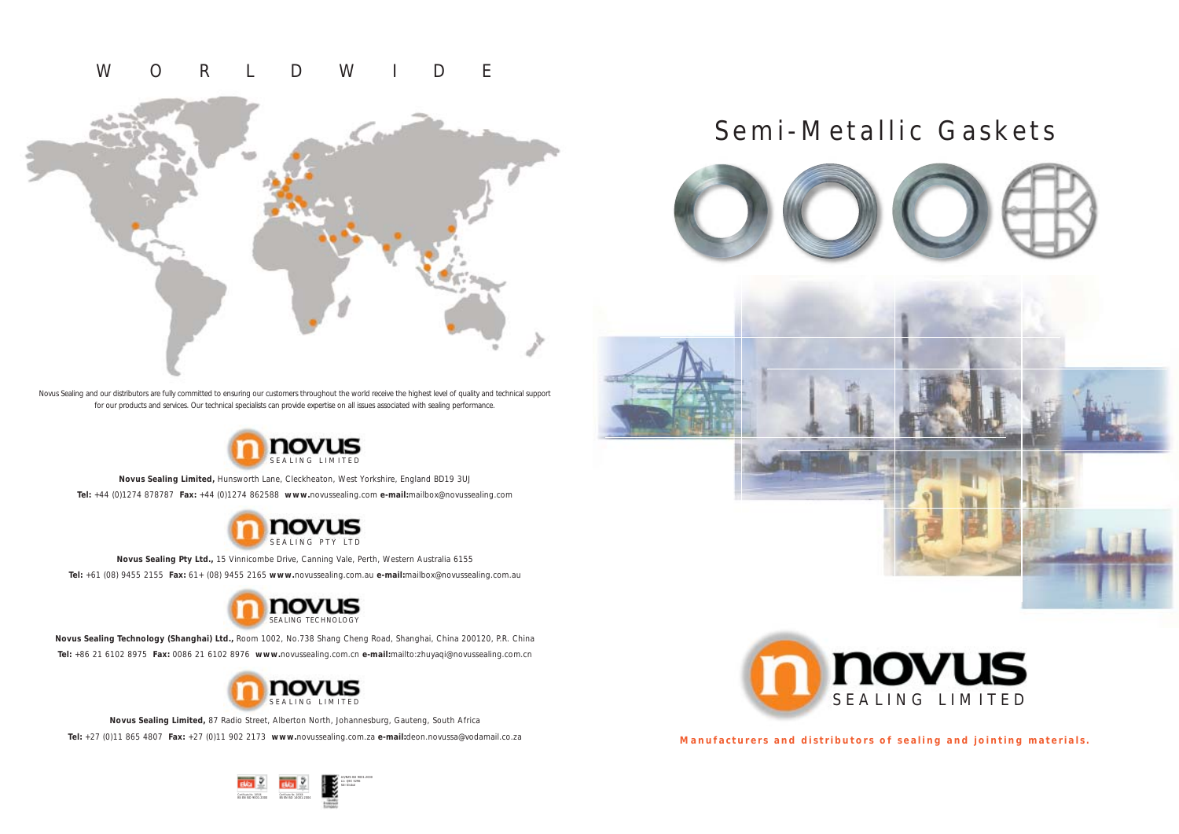# WORLDWIDE

Novus Sealing and our distributors are fully committed to ensuring our customers throughout the world receive the highest level of quality and technical support for our products and services. Our technical specialists can provide expertise on all issues associated with sealing performance.

novus SEALING LIMITED

**Novus Sealing Limited,** Hunsworth Lane, Cleckheaton, West Yorkshire, England BD19 3UJ

**Tel:** +44 (0)1274 878787 **Fax:** +44 (0)1274 862588 **www.**novussealing.com **e-mail:**mailbox@novussealing.com

novus SEALING PTY LTD

**Novus Sealing Pty Ltd.,** 15 Vinnicombe Drive, Canning Vale, Perth, Western Australia 6155

**Tel:** +61 (08) 9455 2155 **Fax:** 61+ (08) 9455 2165 **www.**novussealing.com.au **e-mail:**mailbox@novussealing.com.au

novus SEALING TECHNOLOGY

**Novus Sealing Technology (Shanghai) Ltd.,** Room 1002, No.738 Shang Cheng Road, Shanghai, China 200120, P.R. China

**Tel:** +86 21 6102 8975 **Fax:** 0086 21 6102 8976 **www.**novussealing.com.cn **e-mail:**mailto:zhuyaqi@novussealing.com.cn

novus SEALING LIMITED

**Novus Sealing Limited,** 87 Radio Street, Alberton North, Johannesburg, Gauteng, South Africa

**Tel:** +27 (0)11 865 4807 **Fax:** +27 (0)11 902 2173 **www.**novussealing.com.za **e-mail:**deon.novussa@vodamail.co.za

# Semi-Metallic Gaskets

novus SEALING LIMITED

**Manufacturers and distributors of sealing and jointing materials.**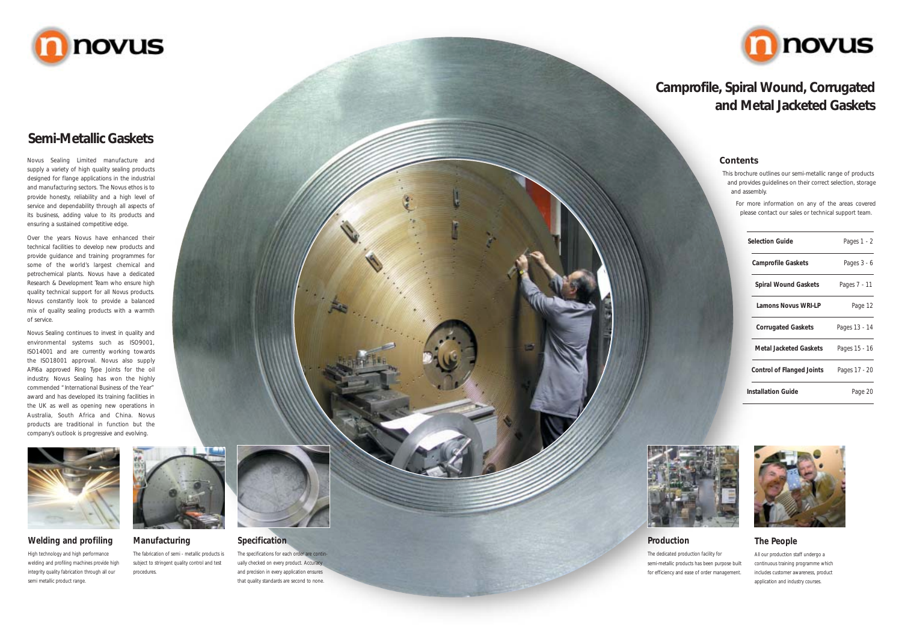# Semi-Metallic Gaskets

Novus Sealing Limited manufacture and supply a variety of high quality sealing products designed for flange applications in the industrial and manufacturing sectors. The Novus ethos is to provide honesty, reliability and a high level of service and dependability through all aspects of its business, adding value to its products and ensuring a sustained competitive edge.

Over the years Novus have enhanced their technical facilities to develop new products and provide guidance and training programmes for some of the world's largest chemical and petrochemical plants. Novus have a dedicated Research & Development Team who ensure high quality technical support for all Novus products. Novus constantly look to provide a balanced mix of quality sealing products with a warmth of service.

Novus Sealing continues to invest in quality and environmental systems such as ISO9001, ISO14001 and are currently working towards the ISO18001 approval. Novus also supply API6a approved Ring Type Joints for the oil industry. Novus Sealing has won the highly commended "International Business of the Year" award and has developed its training facilities in the UK as well as opening new operations in Australia, South Africa and China. Novus products are traditional in function but the company's outlook is progressive and evolving.

### Welding and profiling

High technology and high performance welding and profiling machines provide high integrity quality fabrication through all our semi metallic product range.

### Manufacturing

The fabrication of semi - metallic products is subject to stringent quality control and test procedures.

### Specification

The specifications for each order are continually checked on every product. Accuracy and precision in every application ensures that quality standards are second to none.

# Camprofile, Spiral Wound, Corrugated and Metal Jacketed Gaskets

## Contents

This brochure outlines our semi-metallic range of products and provides guidelines on their correct selection, storage and assembly.

For more information on any of the areas covered please contact our sales or technical support team.

| Section | Pages |
|---|---|
| **Selection Guide** | Pages 1 - 2 |
| **Camprofile Gaskets** | Pages 3 - 6 |
| **Spiral Wound Gaskets** | Pages 7 - 11 |
| **Lamons Novus WRI-LP** | Page 12 |
| **Corrugated Gaskets** | Pages 13 - 14 |
| **Metal Jacketed Gaskets** | Pages 15 - 16 |
| **Control of Flanged Joints** | Pages 17 - 20 |
| **Installation Guide** | Page 20 |

### Production

The dedicated production facility for semi-metallic products has been purpose built for efficiency and ease of order management.

### The People

All our production staff undergo a continuous training programme which includes customer awareness, product application and industry courses.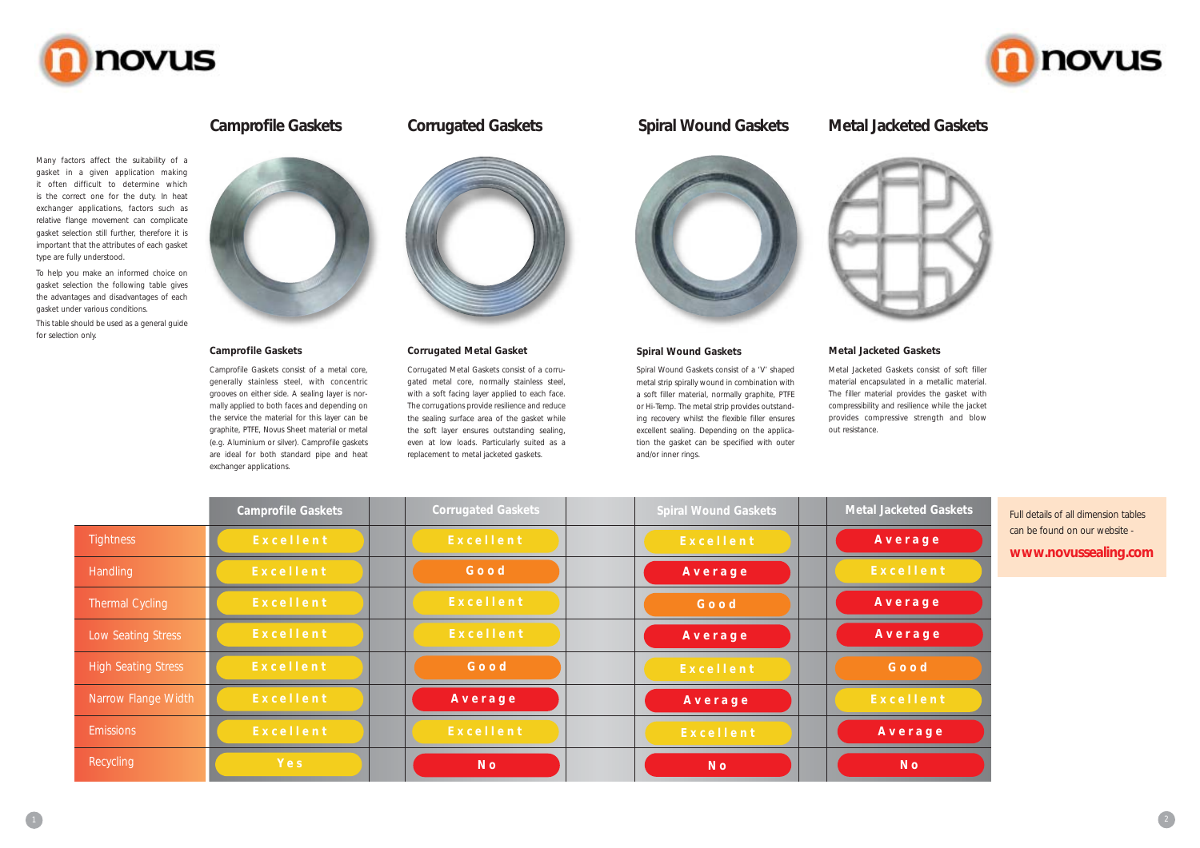Many factors affect the suitability of a gasket in a given application making it often difficult to determine which is the correct one for the duty. In heat exchanger applications, factors such as relative flange movement can complicate gasket selection still further, therefore it is important that the attributes of each gasket type are fully understood.

To help you make an informed choice on gasket selection the following table gives the advantages and disadvantages of each gasket under various conditions.

This table should be used as a general guide for selection only.

## Camprofile Gaskets

### Camprofile Gaskets

Camprofile Gaskets consist of a metal core, generally stainless steel, with concentric grooves on either side. A sealing layer is normally applied to both faces and depending on the service the material for this layer can be graphite, PTFE, Novus Sheet material or metal (e.g. Aluminium or silver). Camprofile gaskets are ideal for both standard pipe and heat exchanger applications.

## Corrugated Gaskets

### Corrugated Metal Gasket

Corrugated Metal Gaskets consist of a corrugated metal core, normally stainless steel, with a soft facing layer applied to each face. The corrugations provide resilience and reduce the sealing surface area of the gasket while the soft layer ensures outstanding sealing, even at low loads. Particularly suited as a replacement to metal jacketed gaskets.

## Spiral Wound Gaskets

### Spiral Wound Gaskets

Spiral Wound Gaskets consist of a 'V' shaped metal strip spirally wound in combination with a soft filler material, normally graphite, PTFE or Hi-Temp. The metal strip provides outstanding recovery whilst the flexible filler ensures excellent sealing. Depending on the application the gasket can be specified with outer and/or inner rings.

## Metal Jacketed Gaskets

### Metal Jacketed Gaskets

Metal Jacketed Gaskets consist of soft filler material encapsulated in a metallic material. The filler material provides the gasket with compressibility and resilience while the jacket provides compressive strength and blow out resistance.

| | Camprofile Gaskets | Corrugated Gaskets | Spiral Wound Gaskets | Metal Jacketed Gaskets |
|---|---|---|---|---|
| Tightness | Excellent | Excellent | Excellent | Average |
| Handling | Excellent | Good | Average | Excellent |
| Thermal Cycling | Excellent | Excellent | Good | Average |
| Low Seating Stress | Excellent | Excellent | Average | Average |
| High Seating Stress | Excellent | Good | Excellent | Good |
| Narrow Flange Width | Excellent | Average | Average | Excellent |
| Emissions | Excellent | Excellent | Excellent | Average |
| Recycling | Yes | No | No | No |

Full details of all dimension tables can be found on our website -

**www.novussealing.com**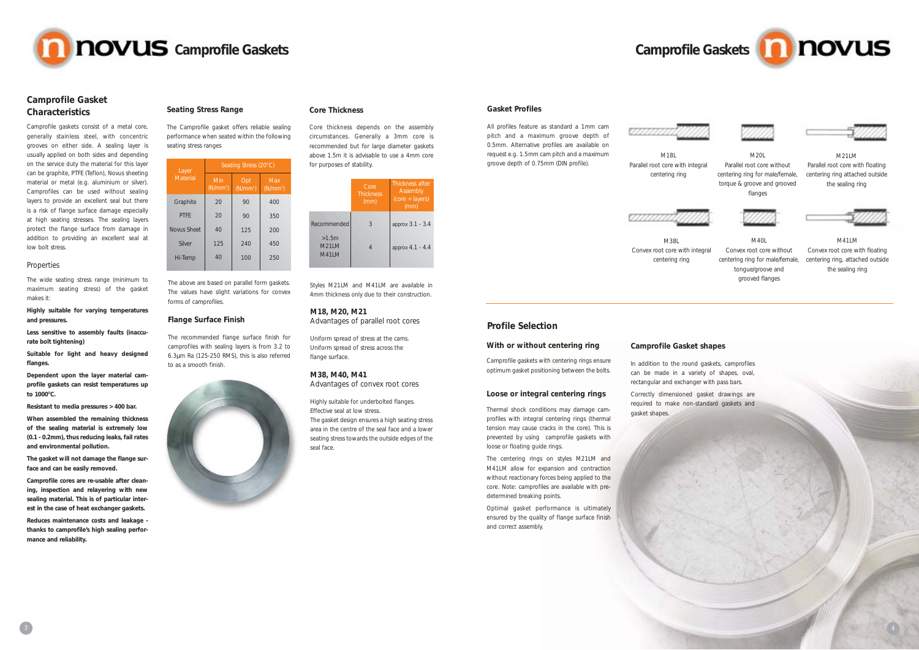# Camprofile Gaskets

## Camprofile Gasket Characteristics

Camprofile gaskets consist of a metal core, generally stainless steel, with concentric grooves on either side. A sealing layer is usually applied on both sides and depending on the service duty the material for this layer can be graphite, PTFE (Teflon), Novus sheeting material or metal (e.g. aluminium or silver). Camprofiles can be used without sealing layers to provide an excellent seal but there is a risk of flange surface damage especially at high seating stresses. The sealing layers protect the flange surface from damage in addition to providing an excellent seal at low bolt stress.

### Properties

The wide seating stress range (minimum to maximum seating stress) of the gasket makes it:

**Highly suitable for varying temperatures and pressures.**

**Less sensitive to assembly faults (inaccurate bolt tightening)**

**Suitable for light and heavy designed flanges.**

**Dependent upon the layer material camprofile gaskets can resist temperatures up to 1000°C.**

**Resistant to media pressures > 400 bar.**

**When assembled the remaining thickness of the sealing material is extremely low (0.1 - 0.2mm), thus reducing leaks, fail rates and environmental pollution.**

**The gasket will not damage the flange surface and can be easily removed.**

**Camprofile cores are re-usable after cleaning, inspection and relayering with new sealing material. This is of particular interest in the case of heat exchanger gaskets.**

**Reduces maintenance costs and leakage - thanks to camprofile's high sealing performance and reliability.**

## Seating Stress Range

The Camprofile gasket offers reliable sealing performance when seated within the following seating stress ranges

| Layer Material | Seating Stress (20°C) | | |
|---|---|---|---|
| | Min ($N/mm^2$) | Opt ($N/mm^2$) | Max ($N/mm^2$) |
| Graphite | 20 | 90 | 400 |
| PTFE | 20 | 90 | 350 |
| Novus Sheet | 40 | 125 | 200 |
| Silver | 125 | 240 | 450 |
| Hi-Temp | 40 | 100 | 250 |

The above are based on parallel form gaskets. The values have slight variations for convex forms of camprofiles.

## Flange Surface Finish

The recommended flange surface finish for camprofiles with sealing layers is from 3.2 to 6.3μm Ra (125-250 RMS), this is also referred to as a smooth finish.

## Core Thickness

Core thickness depends on the assembly circumstances. Generally a 3mm core is recommended but for large diameter gaskets above 1.5m it is advisable to use a 4mm core for purposes of stability.

| | Core Thickness (mm) | Thickness after Assembly (core + layers) (mm) |
|---|---|---|
| Recommended | 3 | approx 3.1 - 3.4 |
| >1.5m M21LM M41LM | 4 | approx 4.1 - 4.4 |

Styles M21LM and M41LM are available in 4mm thickness only due to their construction.

### M18, M20, M21
Advantages of parallel root cores

Uniform spread of stress at the cams.
Uniform spread of stress across the flange surface.

### M38, M40, M41
Advantages of convex root cores

Highly suitable for underbolted flanges.
Effective seal at low stress.
The gasket design ensures a high seating stress area in the centre of the seal face and a lower seating stress towards the outside edges of the seal face.

## Gasket Profiles

All profiles feature as standard a 1mm cam pitch and a maximum groove depth of 0.5mm. Alternative profiles are available on request e.g. 1.5mm cam pitch and a maximum groove depth of 0.75mm (DIN profile).

M18L
Parallel root core with integral centering ring

M20L
Parallel root core without centering ring for male/female, torque & groove and grooved flanges

M21LM
Parallel root core with floating centering ring attached outside the sealing ring

M38L
Convex root core with integral centering ring

M40L
Convex root core without centering ring for male/female, tongue/groove and grooved flanges

M41LM
Convex root core with floating centering ring, attached outside the sealing ring

## Profile Selection

### With or without centering ring

Camprofile gaskets with centering rings ensure optimum gasket positioning between the bolts.

### Loose or integral centering rings

Thermal shock conditions may damage camprofiles with integral centering rings (thermal tension may cause cracks in the core). This is prevented by using camprofile gaskets with loose or floating guide rings.

The centering rings on styles M21LM and M41LM allow for expansion and contraction without reactionary forces being applied to the core. Note: camprofiles are available with predetermined breaking points.

Optimal gasket performance is ultimately ensured by the quality of flange surface finish and correct assembly.

### Camprofile Gasket shapes

In addition to the round gaskets, camprofiles can be made in a variety of shapes, oval, rectangular and exchanger with pass bars.

Correctly dimensioned gasket drawings are required to make non-standard gaskets and gasket shapes.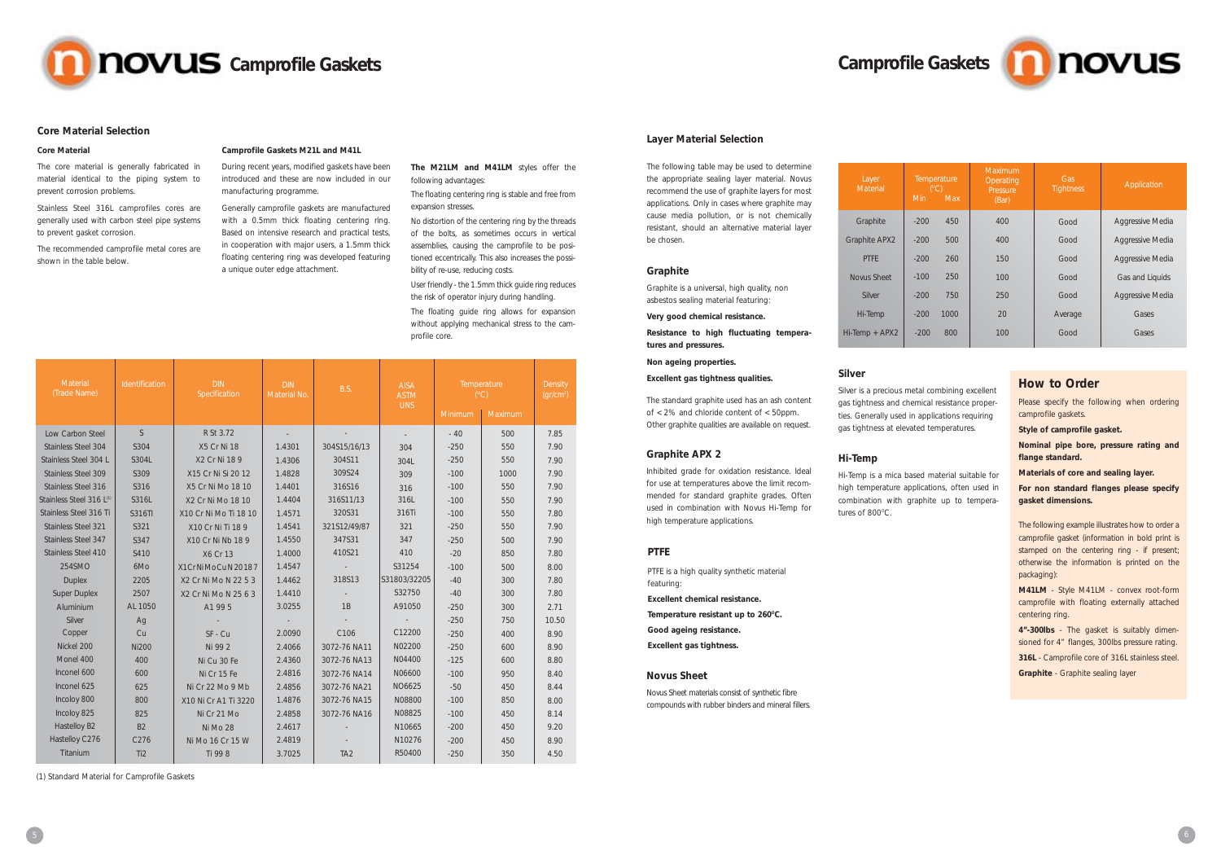# Camprofile Gaskets

## Core Material Selection

### Core Material

The core material is generally fabricated in material identical to the piping system to prevent corrosion problems.

Stainless Steel 316L camprofiles cores are generally used with carbon steel pipe systems to prevent gasket corrosion.

The recommended camprofile metal cores are shown in the table below.

### Camprofile Gaskets M21L and M41L

During recent years, modified gaskets have been introduced and these are now included in our manufacturing programme.

Generally camprofile gaskets are manufactured with a 0.5mm thick floating centering ring. Based on intensive research and practical tests, in cooperation with major users, a 1.5mm thick floating centering ring was developed featuring a unique outer edge attachment.

**The M21LM and M41LM** styles offer the following advantages:

The floating centering ring is stable and free from expansion stresses.

No distortion of the centering ring by the threads of the bolts, as sometimes occurs in vertical assemblies, causing the camprofile to be positioned eccentrically. This also increases the possibility of re-use, reducing costs.

User friendly - the 1.5mm thick guide ring reduces the risk of operator injury during handling.

The floating guide ring allows for expansion without applying mechanical stress to the camprofile core.

| Material (Trade Name) | Identification | DIN Specification | DIN Material No. | B.S. | AISA ASTM UNS | Temperature (°C) | | Density (gr/cm³) |
|---|---|---|---|---|---|---|---|---|
| | | | | | | Minimum | Maximum | |
| Low Carbon Steel | S | R St 3.72 | - | - | - | - 40 | 500 | 7.85 |
| Stainless Steel 304 | S304 | X5 Cr Ni 18 | 1.4301 | 304S15/16/13 | 304 | -250 | 550 | 7.90 |
| Stainless Steel 304 L | S304L | X2 Cr Ni 18 9 | 1.4306 | 304S11 | 304L | -250 | 550 | 7.90 |
| Stainless Steel 309 | S309 | X15 Cr Ni Si 20 12 | 1.4828 | 309S24 | 309 | -100 | 1000 | 7.90 |
| Stainless Steel 316 | S316 | X5 Cr Ni Mo 18 10 | 1.4401 | 316S16 | 316 | -100 | 550 | 7.90 |
| Stainless Steel 316 L(1) | S316L | X2 Cr Ni Mo 18 10 | 1.4404 | 316S11/13 | 316L | -100 | 550 | 7.90 |
| Stainless Steel 316 Ti | S316Ti | X10 Cr Ni Mo Ti 18 10 | 1.4571 | 320S31 | 316Ti | -100 | 550 | 7.80 |
| Stainless Steel 321 | S321 | X10 Cr Ni Ti 18 9 | 1.4541 | 321S12/49/87 | 321 | -250 | 550 | 7.90 |
| Stainless Steel 347 | S347 | X10 Cr Ni Nb 18 9 | 1.4550 | 347S31 | 347 | -250 | 500 | 7.90 |
| Stainless Steel 410 | S410 | X6 Cr 13 | 1.4000 | 410S21 | 410 | -20 | 850 | 7.80 |
| 254SMO | 6Mo | X1CrNiMoCuN20187 | 1.4547 | - | S31254 | -100 | 500 | 8.00 |
| Duplex | 2205 | X2 Cr Ni Mo N 22 5 3 | 1.4462 | 318S13 | S31803/32205 | -40 | 300 | 7.80 |
| Super Duplex | 2507 | X2 Cr Ni Mo N 25 6 3 | 1.4410 | - | S32750 | -40 | 300 | 7.80 |
| Aluminium | AL 1050 | A1 99 5 | 3.0255 | 1B | A91050 | -250 | 300 | 2.71 |
| Silver | Ag | - | - | - | - | -250 | 750 | 10.50 |
| Copper | Cu | SF - Cu | 2.0090 | C106 | C12200 | -250 | 400 | 8.90 |
| Nickel 200 | Ni200 | Ni 99 2 | 2.4066 | 3072-76 NA11 | N02200 | -250 | 600 | 8.90 |
| Monel 400 | 400 | Ni Cu 30 Fe | 2.4360 | 3072-76 NA13 | N04400 | -125 | 600 | 8.80 |
| Inconel 600 | 600 | Ni Cr 15 Fe | 2.4816 | 3072-76 NA14 | N06600 | -100 | 950 | 8.40 |
| Inconel 625 | 625 | Ni Cr 22 Mo 9 Mb | 2.4856 | 3072-76 NA21 | NO6625 | -50 | 450 | 8.44 |
| Incoloy 800 | 800 | X10 Ni Cr A1 Ti 3220 | 1.4876 | 3072-76 NA15 | N08800 | -100 | 850 | 8.00 |
| Incoloy 825 | 825 | Ni Cr 21 Mo | 2.4858 | 3072-76 NA16 | N08825 | -100 | 450 | 8.14 |
| Hastelloy B2 | B2 | Ni Mo 28 | 2.4617 | - | N10665 | -200 | 450 | 9.20 |
| Hastelloy C276 | C276 | Ni Mo 16 Cr 15 W | 2.4819 | - | N10276 | -200 | 450 | 8.90 |
| Titanium | Ti2 | Ti 99 8 | 3.7025 | TA2 | R50400 | -250 | 350 | 4.50 |

(1) Standard Material for Camprofile Gaskets

## Layer Material Selection

The following table may be used to determine the appropriate sealing layer material. Novus recommend the use of graphite layers for most applications. Only in cases where graphite may cause media pollution, or is not chemically resistant, should an alternative material layer be chosen.

| Layer Material | Temperature (°C) | | Maximum Operating Pressure (Bar) | Gas Tightness | Application |
|---|---|---|---|---|---|
| | Min | Max | | | |
| Graphite | -200 | 450 | 400 | Good | Aggressive Media |
| Graphite APX2 | -200 | 500 | 400 | Good | Aggressive Media |
| PTFE | -200 | 260 | 150 | Good | Aggressive Media |
| Novus Sheet | -100 | 250 | 100 | Good | Gas and Liquids |
| Silver | -200 | 750 | 250 | Good | Aggressive Media |
| Hi-Temp | -200 | 1000 | 20 | Average | Gases |
| Hi-Temp + APX2 | -200 | 800 | 100 | Good | Gases |

### Graphite

Graphite is a universal, high quality, non asbestos sealing material featuring:

**Very good chemical resistance.**

**Resistance to high fluctuating temperatures and pressures.**

**Non ageing properties.**

**Excellent gas tightness qualities.**

The standard graphite used has an ash content of < 2% and chloride content of < 50ppm. Other graphite qualities are available on request.

### Graphite APX 2

Inhibited grade for oxidation resistance. Ideal for use at temperatures above the limit recommended for standard graphite grades. Often used in combination with Novus Hi-Temp for high temperature applications.

### PTFE

PTFE is a high quality synthetic material featuring:

**Excellent chemical resistance.**

**Temperature resistant up to 260ºC.**

**Good ageing resistance.**

**Excellent gas tightness.**

### Novus Sheet

Novus Sheet materials consist of synthetic fibre compounds with rubber binders and mineral fillers.

### Silver

Silver is a precious metal combining excellent gas tightness and chemical resistance properties. Generally used in applications requiring gas tightness at elevated temperatures.

### Hi-Temp

Hi-Temp is a mica based material suitable for high temperature applications, often used in combination with graphite up to temperatures of 800ºC.

## How to Order

Please specify the following when ordering camprofile gaskets.

**Style of camprofile gasket.**

**Nominal pipe bore, pressure rating and flange standard.**

**Materials of core and sealing layer.**

**For non standard flanges please specify gasket dimensions.**

The following example illustrates how to order a camprofile gasket (information in bold print is stamped on the centering ring - if present; otherwise the information is printed on the packaging):

**M41LM** - Style M41LM - convex root-form camprofile with floating externally attached centering ring.

**4"-300lbs** - The gasket is suitably dimensioned for 4" flanges, 300lbs pressure rating.

**316L** - Camprofile core of 316L stainless steel.

**Graphite** - Graphite sealing layer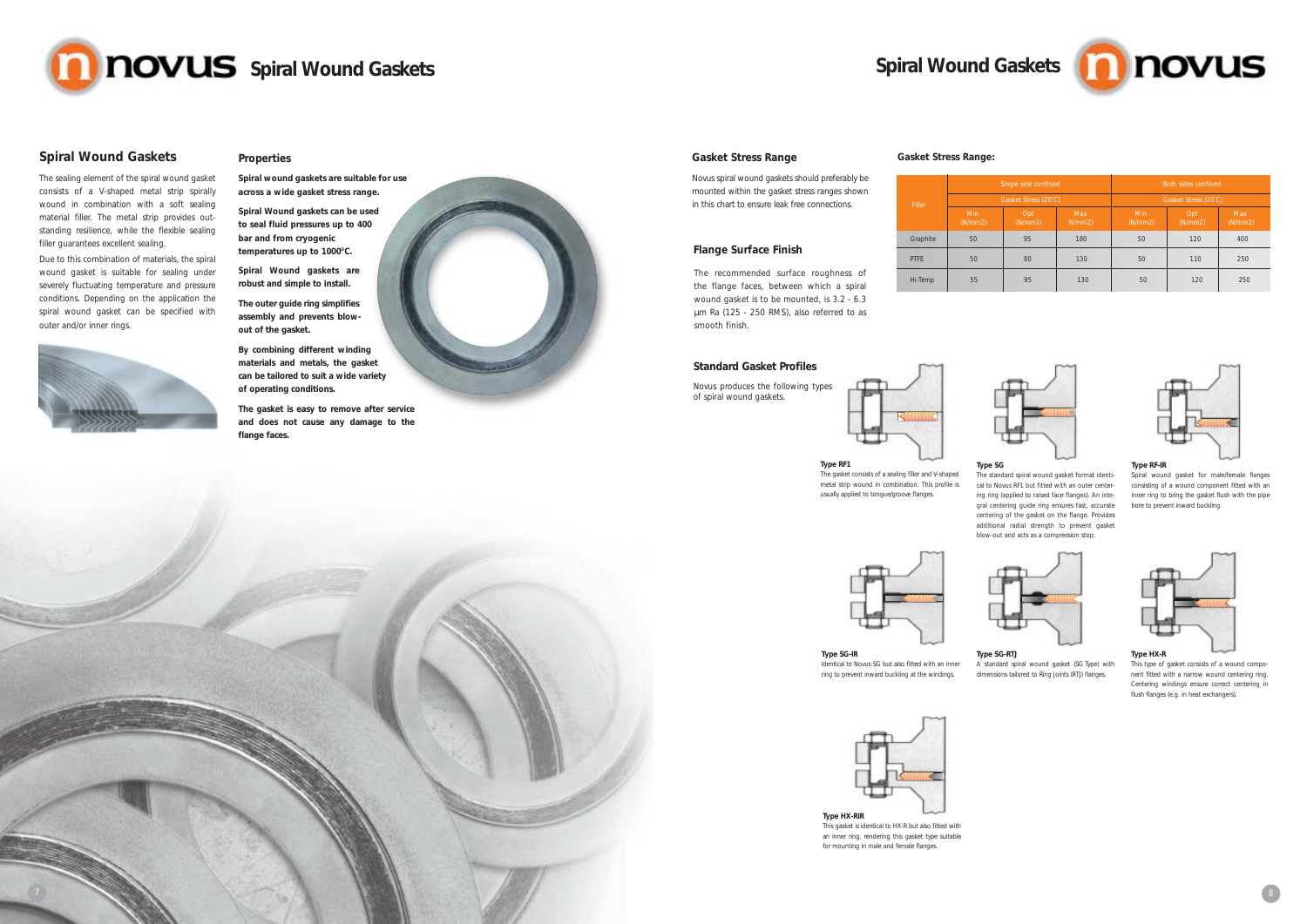# Spiral Wound Gaskets

## Spiral Wound Gaskets

The sealing element of the spiral wound gasket consists of a V-shaped metal strip spirally wound in combination with a soft sealing material filler. The metal strip provides outstanding resilience, while the flexible sealing filler guarantees excellent sealing.

Due to this combination of materials, the spiral wound gasket is suitable for sealing under severely fluctuating temperature and pressure conditions. Depending on the application the spiral wound gasket can be specified with outer and/or inner rings.

## Properties

**Spiral wound gaskets are suitable for use across a wide gasket stress range.**

**Spiral Wound gaskets can be used to seal fluid pressures up to 400 bar and from cryogenic temperatures up to 1000°C.**

**Spiral Wound gaskets are robust and simple to install.**

**The outer guide ring simplifies assembly and prevents blow-out of the gasket.**

**By combining different winding materials and metals, the gasket can be tailored to suit a wide variety of operating conditions.**

**The gasket is easy to remove after service and does not cause any damage to the flange faces.**

## Gasket Stress Range

Novus spiral wound gaskets should preferably be mounted within the gasket stress ranges shown in this chart to ensure leak free connections.

**Gasket Stress Range:**

| Filler | Single side confined | | | Both sides confined | | |
|---|---|---|---|---|---|---|
| | Gasket Stress (20°C) | | | Gasket Stress (20°C) | | |
| | Min (N/mm2) | Opt (N/mm2) | Max N/mm2) | Min (N/mm2) | Opt (N/mm2) | Max (N/mm2) |
| Graphite | 50 | 95 | 180 | 50 | 120 | 400 |
| PTFE | 50 | 80 | 130 | 50 | 110 | 250 |
| Hi-Temp | 55 | 95 | 130 | 50 | 120 | 250 |

## Flange Surface Finish

The recommended surface roughness of the flange faces, between which a spiral wound gasket is to be mounted, is 3.2 - 6.3 µm Ra (125 - 250 RMS), also referred to as smooth finish.

## Standard Gasket Profiles

Novus produces the following types of spiral wound gaskets.

**Type RF1**
The gasket consists of a sealing filler and V-shaped metal strip wound in combination. This profile is usually applied to tongue/groove flanges.

**Type SG**
The standard spiral wound gasket format identical to Novus RF1 but fitted with an outer centering ring (applied to raised face flanges). An integral centering guide ring ensures fast, accurate centering of the gasket on the flange. Provides additional radial strength to prevent gasket blow-out and acts as a compression stop.

**Type RF-IR**
Spiral wound gasket for male/female flanges consisting of a wound component fitted with an inner ring to bring the gasket flush with the pipe bore to prevent inward buckling.

**Type SG-IR**
Identical to Novus SG but also fitted with an inner ring to prevent inward buckling at the windings.

**Type SG-RTJ**
A standard spiral wound gasket (SG Type) with dimensions tailored to Ring Joints (RTJ) flanges.

**Type HX-R**
This type of gasket consists of a wound component fitted with a narrow wound centering ring. Centering windings ensure correct centering in flush flanges (e.g. in heat exchangers).

**Type HX-RIR**
This gasket is identical to HX-R but also fitted with an inner ring, rendering this gasket type suitable for mounting in male and female flanges.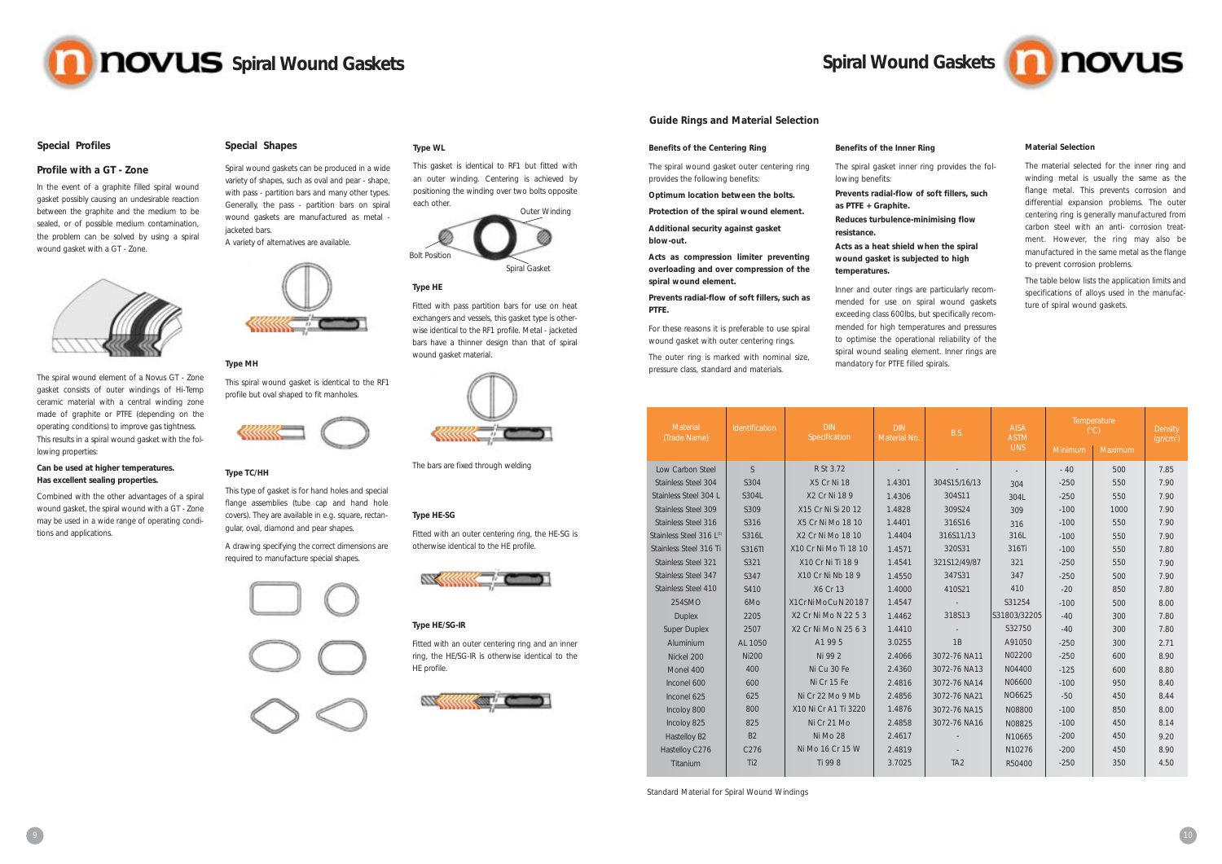# Spiral Wound Gaskets

## Special Profiles

### Profile with a GT - Zone

In the event of a graphite filled spiral wound gasket possibly causing an undesirable reaction between the graphite and the medium to be sealed, or of possible medium contamination, the problem can be solved by using a spiral wound gasket with a GT - Zone.

The spiral wound element of a Novus GT - Zone gasket consists of outer windings of Hi-Temp ceramic material with a central winding zone made of graphite or PTFE (depending on the operating conditions) to improve gas tightness. This results in a spiral wound gasket with the following properties:

**Can be used at higher temperatures.**
**Has excellent sealing properties.**

Combined with the other advantages of a spiral wound gasket, the spiral wound with a GT - Zone may be used in a wide range of operating conditions and applications.

## Special Shapes

Spiral wound gaskets can be produced in a wide variety of shapes, such as oval and pear - shape, with pass - partition bars and many other types. Generally, the pass - partition bars on spiral wound gaskets are manufactured as metal - jacketed bars.

A variety of alternatives are available.

### Type MH

This spiral wound gasket is identical to the RF1 profile but oval shaped to fit manholes.

### Type TC/HH

This type of gasket is for hand holes and special flange assemblies (tube cap and hand hole covers). They are available in e.g. square, rectangular, oval, diamond and pear shapes.

A drawing specifying the correct dimensions are required to manufacture special shapes.

### Type WL

This gasket is identical to RF1 but fitted with an outer winding. Centering is achieved by positioning the winding over two bolts opposite each other.

Outer Winding

Bolt Position

Spiral Gasket

### Type HE

Fitted with pass partition bars for use on heat exchangers and vessels, this gasket type is otherwise identical to the RF1 profile. Metal - jacketed bars have a thinner design than that of spiral wound gasket material.

The bars are fixed through welding

### Type HE-SG

Fitted with an outer centering ring, the HE-SG is otherwise identical to the HE profile.

### Type HE/SG-IR

Fitted with an outer centering ring and an inner ring, the HE/SG-IR is otherwise identical to the HE profile.

## Guide Rings and Material Selection

### Benefits of the Centering Ring

The spiral wound gasket outer centering ring provides the following benefits:

**Optimum location between the bolts.**

**Protection of the spiral wound element.**

**Additional security against gasket blow-out.**

**Acts as compression limiter preventing overloading and over compression of the spiral wound element.**

**Prevents radial-flow of soft fillers, such as PTFE.**

For these reasons it is preferable to use spiral wound gasket with outer centering rings.

The outer ring is marked with nominal size, pressure class, standard and materials.

### Benefits of the Inner Ring

The spiral gasket inner ring provides the following benefits:

**Prevents radial-flow of soft fillers, such as PTFE + Graphite.**

**Reduces turbulence-minimising flow resistance.**

**Acts as a heat shield when the spiral wound gasket is subjected to high temperatures.**

Inner and outer rings are particularly recommended for use on spiral wound gaskets exceeding class 600lbs, but specifically recommended for high temperatures and pressures to optimise the operational reliability of the spiral wound sealing element. Inner rings are mandatory for PTFE filled spirals.

### Material Selection

The material selected for the inner ring and winding metal is usually the same as the flange metal. This prevents corrosion and differential expansion problems. The outer centering ring is generally manufactured from carbon steel with an anti- corrosion treatment. However, the ring may also be manufactured in the same metal as the flange to prevent corrosion problems.

The table below lists the application limits and specifications of alloys used in the manufacture of spiral wound gaskets.

| Material (Trade Name) | Identification | DIN Specification | DIN Material No. | B.S. | AISA ASTM UNS | Temperature (°C) | | Density (gr/cm³) |
|---|---|---|---|---|---|---|---|---|
| | | | | | | Minimum | Maximum | |
| Low Carbon Steel | S | R St 3.72 | - | - | - | - 40 | 500 | 7.85 |
| Stainless Steel 304 | S304 | X5 Cr Ni 18 | 1.4301 | 304S15/16/13 | 304 | -250 | 550 | 7.90 |
| Stainless Steel 304 L | S304L | X2 Cr Ni 18 9 | 1.4306 | 304S11 | 304L | -250 | 550 | 7.90 |
| Stainless Steel 309 | S309 | X15 Cr Ni Si 20 12 | 1.4828 | 309S24 | 309 | -100 | 1000 | 7.90 |
| Stainless Steel 316 | S316 | X5 Cr Ni Mo 18 10 | 1.4401 | 316S16 | 316 | -100 | 550 | 7.90 |
| Stainless Steel 316 L[1] | S316L | X2 Cr Ni Mo 18 10 | 1.4404 | 316S11/13 | 316L | -100 | 550 | 7.90 |
| Stainless Steel 316 Ti | S316TI | X10 Cr Ni Mo Ti 18 10 | 1.4571 | 320S31 | 316Ti | -100 | 550 | 7.80 |
| Stainless Steel 321 | S321 | X10 Cr Ni Ti 18 9 | 1.4541 | 321S12/49/87 | 321 | -250 | 550 | 7.90 |
| Stainless Steel 347 | S347 | X10 Cr Ni Nb 18 9 | 1.4550 | 347S31 | 347 | -250 | 500 | 7.90 |
| Stainless Steel 410 | S410 | X6 Cr 13 | 1.4000 | 410S21 | 410 | -20 | 850 | 7.80 |
| 254SMO | 6Mo | X1CrNiMoCuN20187 | 1.4547 | - | S31254 | -100 | 500 | 8.00 |
| Duplex | 2205 | X2 Cr Ni Mo N 22 5 3 | 1.4462 | 318S13 | S31803/32205 | -40 | 300 | 7.80 |
| Super Duplex | 2507 | X2 Cr Ni Mo N 25 6 3 | 1.4410 | - | S32750 | -40 | 300 | 7.80 |
| Aluminium | AL 1050 | A1 99 5 | 3.0255 | 1B | A91050 | -250 | 300 | 2.71 |
| Nickel 200 | Ni200 | Ni 99 2 | 2.4066 | 3072-76 NA11 | N02200 | -250 | 600 | 8.90 |
| Monel 400 | 400 | Ni Cu 30 Fe | 2.4360 | 3072-76 NA13 | N04400 | -125 | 600 | 8.80 |
| Inconel 600 | 600 | Ni Cr 15 Fe | 2.4816 | 3072-76 NA14 | N06600 | -100 | 950 | 8.40 |
| Inconel 625 | 625 | Ni Cr 22 Mo 9 Mb | 2.4856 | 3072-76 NA21 | NO6625 | -50 | 450 | 8.44 |
| Incoloy 800 | 800 | X10 Ni Cr A1 Ti 3220 | 1.4876 | 3072-76 NA15 | N08800 | -100 | 850 | 8.00 |
| Incoloy 825 | 825 | Ni Cr 21 Mo | 2.4858 | 3072-76 NA16 | N08825 | -100 | 450 | 8.14 |
| Hastelloy B2 | B2 | Ni Mo 28 | 2.4617 | - | N10665 | -200 | 450 | 9.20 |
| Hastelloy C276 | C276 | Ni Mo 16 Cr 15 W | 2.4819 | - | N10276 | -200 | 450 | 8.90 |
| Titanium | Ti2 | Ti 99 8 | 3.7025 | TA2 | R50400 | -250 | 350 | 4.50 |

Standard Material for Spiral Wound Windings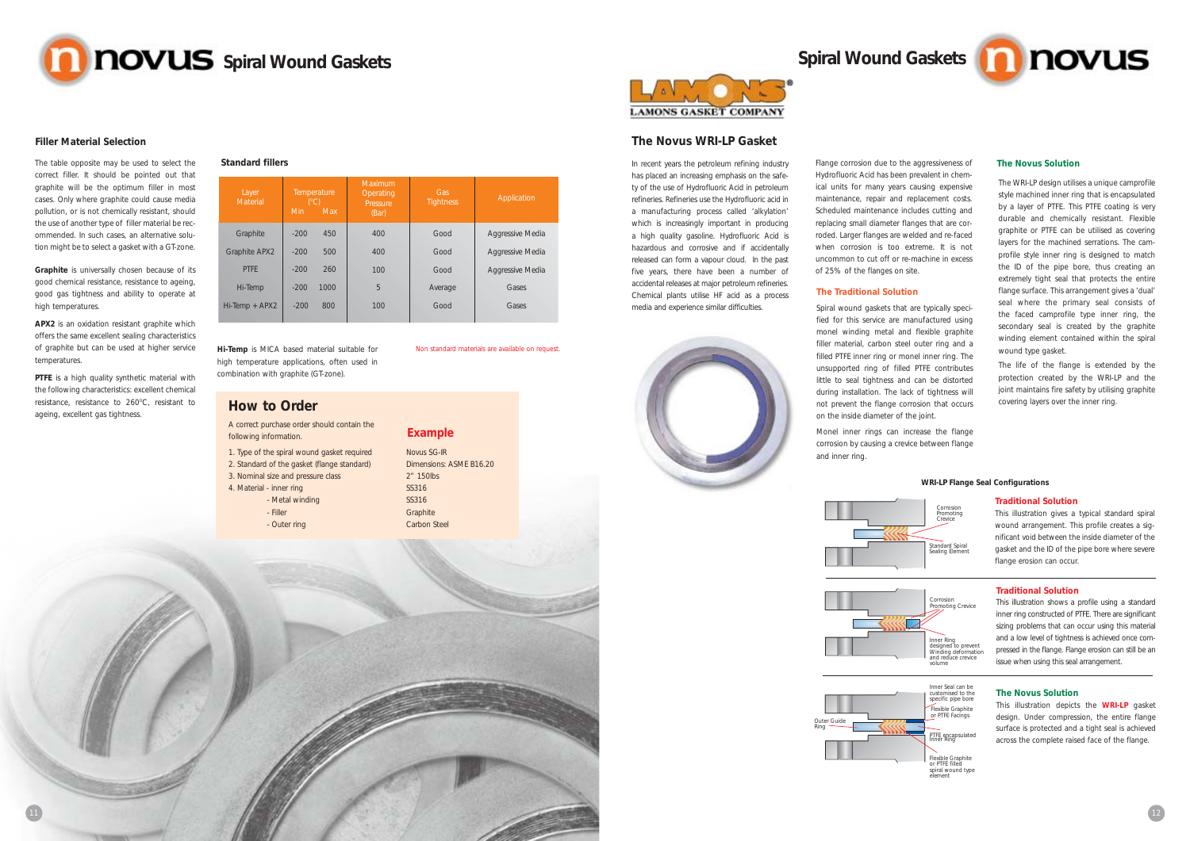# Spiral Wound Gaskets

## Filler Material Selection

The table opposite may be used to select the correct filler. It should be pointed out that graphite will be the optimum filler in most cases. Only where graphite could cause media pollution, or is not chemically resistant, should the use of another type of filler material be recommended. In such cases, an alternative solution might be to select a gasket with a GT-zone.

**Graphite** is universally chosen because of its good chemical resistance, resistance to ageing, good gas tightness and ability to operate at high temperatures.

**APX2** is an oxidation resistant graphite which offers the same excellent sealing characteristics of graphite but can be used at higher service temperatures.

**PTFE** is a high quality synthetic material with the following characteristics: excellent chemical resistance, resistance to 260°C, resistant to ageing, excellent gas tightness.

### Standard fillers

| Layer Material | Temperature (°C) Min | Temperature (°C) Max | Maximum Operating Pressure (Bar) | Gas Tightness | Application |
|---|---|---|---|---|---|
| Graphite | -200 | 450 | 400 | Good | Aggressive Media |
| Graphite APX2 | -200 | 500 | 400 | Good | Aggressive Media |
| PTFE | -200 | 260 | 100 | Good | Aggressive Media |
| Hi-Temp | -200 | 1000 | 5 | Average | Gases |
| Hi-Temp + APX2 | -200 | 800 | 100 | Good | Gases |

**Hi-Temp** is MICA based material suitable for high temperature applications, often used in combination with graphite (GT-zone).

Non standard materials are available on request.

## How to Order

A correct purchase order should contain the following information.

| | Example |
|---|---|
| 1. Type of the spiral wound gasket required | Novus SG-IR |
| 2. Standard of the gasket (flange standard) | Dimensions: ASME B16.20 |
| 3. Nominal size and pressure class | 2" 150lbs |
| 4. Material - inner ring | SS316 |
| - Metal winding | SS316 |
| - Filler | Graphite |
| - Outer ring | Carbon Steel |

LAMONS GASKET COMPANY

## The Novus WRI-LP Gasket

In recent years the petroleum refining industry has placed an increasing emphasis on the safety of the use of Hydrofluoric Acid in petroleum refineries. Refineries use the Hydrofluoric acid in a manufacturing process called 'alkylation' which is increasingly important in producing a high quality gasoline. Hydrofluoric Acid is hazardous and corrosive and if accidentally released can form a vapour cloud. In the past five years, there have been a number of accidental releases at major petroleum refineries. Chemical plants utilise HF acid as a process media and experience similar difficulties.

Flange corrosion due to the aggressiveness of Hydrofluoric Acid has been prevalent in chemical units for many years causing expensive maintenance, repair and replacement costs. Scheduled maintenance includes cutting and replacing small diameter flanges that are corroded. Larger flanges are welded and re-faced when corrosion is too extreme. It is not uncommon to cut off or re-machine in excess of 25% of the flanges on site.

### The Traditional Solution

Spiral wound gaskets that are typically specified for this service are manufactured using monel winding metal and flexible graphite filler material, carbon steel outer ring and a filled PTFE inner ring or monel inner ring. The unsupported ring of filled PTFE contributes little to seal tightness and can be distorted during installation. The lack of tightness will not prevent the flange corrosion that occurs on the inside diameter of the joint.

Monel inner rings can increase the flange corrosion by causing a crevice between flange and inner ring.

### The Novus Solution

The WRI-LP design utilises a unique camprofile style machined inner ring that is encapsulated by a layer of PTFE. This PTFE coating is very durable and chemically resistant. Flexible graphite or PTFE can be utilised as covering layers for the machined serrations. The camprofile style inner ring is designed to match the ID of the pipe bore, thus creating an extremely tight seal that protects the entire flange surface. This arrangement gives a 'dual' seal where the primary seal consists of the faced camprofile type inner ring, the secondary seal is created by the graphite winding element contained within the spiral wound type gasket.

The life of the flange is extended by the protection created by the WRI-LP and the joint maintains fire safety by utilising graphite covering layers over the inner ring.

### WRI-LP Flange Seal Configurations

Corrosion Promoting Crevice
Standard Spiral Sealing Element

**Traditional Solution**

This illustration gives a typical standard spiral wound arrangement. This profile creates a significant void between the inside diameter of the gasket and the ID of the pipe bore where severe flange erosion can occur.

Corrosion Promoting Crevice
Inner Ring designed to prevent Winding deformation and reduce crevice volume

**Traditional Solution**

This illustration shows a profile using a standard inner ring constructed of PTFE. There are significant sizing problems that can occur using this material and a low level of tightness is achieved once compressed in the flange. Flange erosion can still be an issue when using this seal arrangement.

Inner Seal can be customised to the specific pipe bore
Flexible Graphite or PTFE Facings
Outer Guide Ring
PTFE encapsulated Inner Ring
Flexible Graphite or PTFE filled spiral wound type element

**The Novus Solution**

This illustration depicts the **WRI-LP** gasket design. Under compression, the entire flange surface is protected and a tight seal is achieved across the complete raised face of the flange.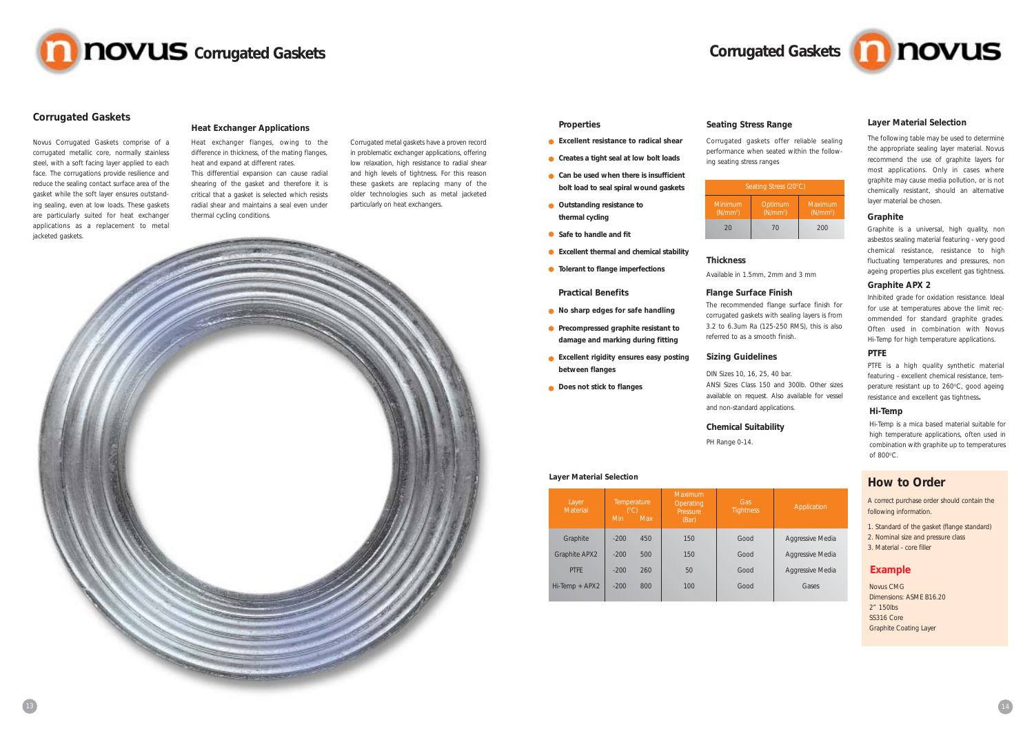## Corrugated Gaskets

Novus Corrugated Gaskets comprise of a corrugated metallic core, normally stainless steel, with a soft facing layer applied to each face. The corrugations provide resilience and reduce the sealing contact surface area of the gasket while the soft layer ensures outstanding sealing, even at low loads. These gaskets are particularly suited for heat exchanger applications as a replacement to metal jacketed gaskets.

### Heat Exchanger Applications

Heat exchanger flanges, owing to the difference in thickness, of the mating flanges, heat and expand at different rates.

This differential expansion can cause radial shearing of the gasket and therefore it is critical that a gasket is selected which resists radial shear and maintains a seal even under thermal cycling conditions.

Corrugated metal gaskets have a proven record in problematic exchanger applications, offering low relaxation, high resistance to radial shear and high levels of tightness. For this reason these gaskets are replacing many of the older technologies such as metal jacketed particularly on heat exchangers.

### Properties

- **Excellent resistance to radical shear**
- **Creates a tight seal at low bolt loads**
- **Can be used when there is insufficient bolt load to seal spiral wound gaskets**
- **Outstanding resistance to thermal cycling**
- **Safe to handle and fit**
- **Excellent thermal and chemical stability**
- **Tolerant to flange imperfections**

### Practical Benefits

- **No sharp edges for safe handling**
- **Precompressed graphite resistant to damage and marking during fitting**
- **Excellent rigidity ensures easy posting between flanges**
- **Does not stick to flanges**

### Layer Material Selection

| Layer Material | Temperature (°C) Min | Temperature (°C) Max | Maximum Operating Pressure (Bar) | Gas Tightness | Application |
|---|---|---|---|---|---|
| Graphite | -200 | 450 | 150 | Good | Aggressive Media |
| Graphite APX2 | -200 | 500 | 150 | Good | Aggressive Media |
| PTFE | -200 | 260 | 50 | Good | Aggressive Media |
| Hi-Temp + APX2 | -200 | 800 | 100 | Good | Gases |

### Seating Stress Range

Corrugated gaskets offer reliable sealing performance when seated within the following seating stress ranges

| Seating Stress (20°C) | | |
|---|---|---|
| Minimum ($N/mm^2$) | Optimum ($N/mm^2$) | Maximum ($N/mm^2$) |
| 20 | 70 | 200 |

### Thickness

Available in 1.5mm, 2mm and 3 mm

### Flange Surface Finish

The recommended flange surface finish for corrugated gaskets with sealing layers is from 3.2 to 6.3um Ra (125-250 RMS), this is also referred to as a smooth finish.

### Sizing Guidelines

DIN Sizes 10, 16, 25, 40 bar.

ANSI Sizes Class 150 and 300lb. Other sizes available on request. Also available for vessel and non-standard applications.

### Chemical Suitability

PH Range 0-14.

### Layer Material Selection

The following table may be used to determine the appropriate sealing layer material. Novus recommend the use of graphite layers for most applications. Only in cases where graphite may cause media pollution, or is not chemically resistant, should an alternative layer material be chosen.

### Graphite

Graphite is a universal, high quality, non asbestos sealing material featuring - very good chemical resistance, resistance to high fluctuating temperatures and pressures, non ageing properties plus excellent gas tightness.

### Graphite APX 2

Inhibited grade for oxidation resistance. Ideal for use at temperatures above the limit recommended for standard graphite grades. Often used in combination with Novus Hi-Temp for high temperature applications.

### PTFE

PTFE is a high quality synthetic material featuring - excellent chemical resistance, temperature resistant up to 260°C, good ageing resistance and excellent gas tightness**.**

### Hi-Temp

Hi-Temp is a mica based material suitable for high temperature applications, often used in combination with graphite up to temperatures of 800°C.

## How to Order

A correct purchase order should contain the following information.

1. Standard of the gasket (flange standard)
2. Nominal size and pressure class
3. Material - core filler

### Example

Novus CMG
Dimensions: ASME B16.20
2" 150lbs
SS316 Core
Graphite Coating Layer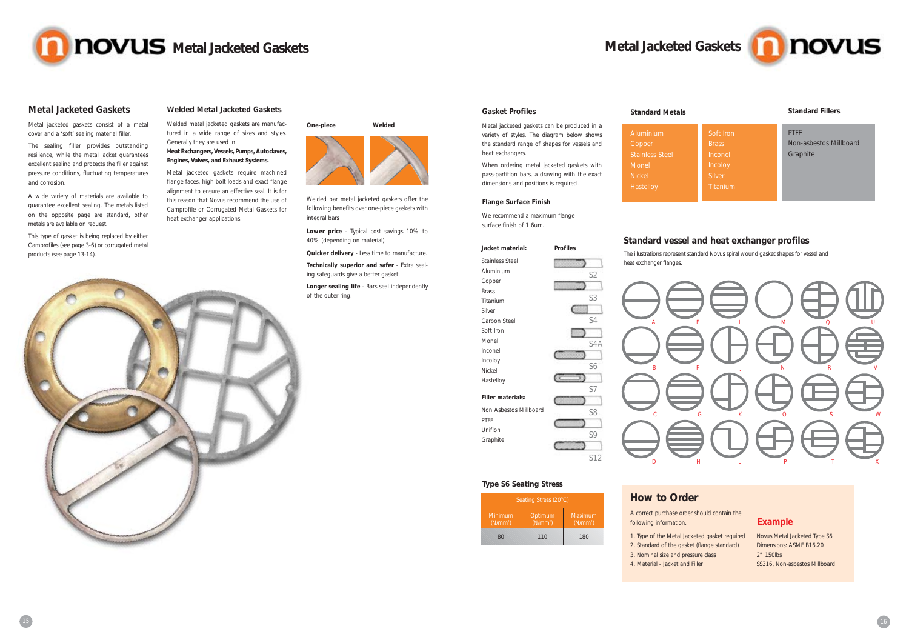# Metal Jacketed Gaskets

## Metal Jacketed Gaskets

Metal jacketed gaskets consist of a metal cover and a 'soft' sealing material filler.

The sealing filler provides outstanding resilience, while the metal jacket guarantees excellent sealing and protects the filler against pressure conditions, fluctuating temperatures and corrosion.

A wide variety of materials are available to guarantee excellent sealing. The metals listed on the opposite page are standard, other metals are available on request.

This type of gasket is being replaced by either Camprofiles (see page 3-6) or corrugated metal products (see page 13-14).

## Welded Metal Jacketed Gaskets

Welded metal jacketed gaskets are manufactured in a wide range of sizes and styles. Generally they are used in

**Heat Exchangers, Vessels, Pumps, Autoclaves, Engines, Valves, and Exhaust Systems.**

Metal jacketed gaskets require machined flange faces, high bolt loads and exact flange alignment to ensure an effective seal. It is for this reason that Novus recommend the use of Camprofile or Corrugated Metal Gaskets for heat exchanger applications.

**One-piece** **Welded**

Welded bar metal jacketed gaskets offer the following benefits over one-piece gaskets with integral bars

**Lower price** - Typical cost savings 10% to 40% (depending on material).

**Quicker delivery** - Less time to manufacture.

**Technically superior and safer** - Extra sealing safeguards give a better gasket.

**Longer sealing life** - Bars seal independently of the outer ring.

## Gasket Profiles

Metal jacketed gaskets can be produced in a variety of styles. The diagram below shows the standard range of shapes for vessels and heat exchangers.

When ordering metal jacketed gaskets with pass-partition bars, a drawing with the exact dimensions and positions is required.

## Flange Surface Finish

We recommend a maximum flange surface finish of 1.6um.

**Jacket material:**

Stainless Steel
Aluminium
Copper
Brass
Titanium
Silver
Carbon Steel
Soft Iron
Monel
Inconel
Incoloy
Nickel
Hastelloy

**Filler materials:**

Non Asbestos Millboard
PTFE
Uniflon
Graphite

**Profiles**

S2, S3, S4, S4A, S6, S7, S8, S9, S12

## Type S6 Seating Stress

| Seating Stress (20°C) | | |
|---|---|---|
| Minimum (N/mm²) | Optimum (N/mm²) | Maximum (N/mm²) |
| 80 | 110 | 180 |

## Standard Metals

| | |
|---|---|
| Aluminium | Soft Iron |
| Copper | Brass |
| Stainless Steel | Inconel |
| Monel | Incoloy |
| Nickel | Silver |
| Hastelloy | Titanium |

## Standard Fillers

PTFE
Non-asbestos Millboard
Graphite

## Standard vessel and heat exchanger profiles

The illustrations represent standard Novus spiral wound gasket shapes for vessel and heat exchanger flanges.

A, E, I, M, Q, U, B, F, J, N, R, V, C, G, K, O, S, W, D, H, L, P, T, X

## How to Order

A correct purchase order should contain the following information.

1. Type of the Metal Jacketed gasket required
2. Standard of the gasket (flange standard)
3. Nominal size and pressure class
4. Material - Jacket and Filler

### Example

Novus Metal Jacketed Type S6
Dimensions: ASME B16.20
2" 150lbs
SS316, Non-asbestos Millboard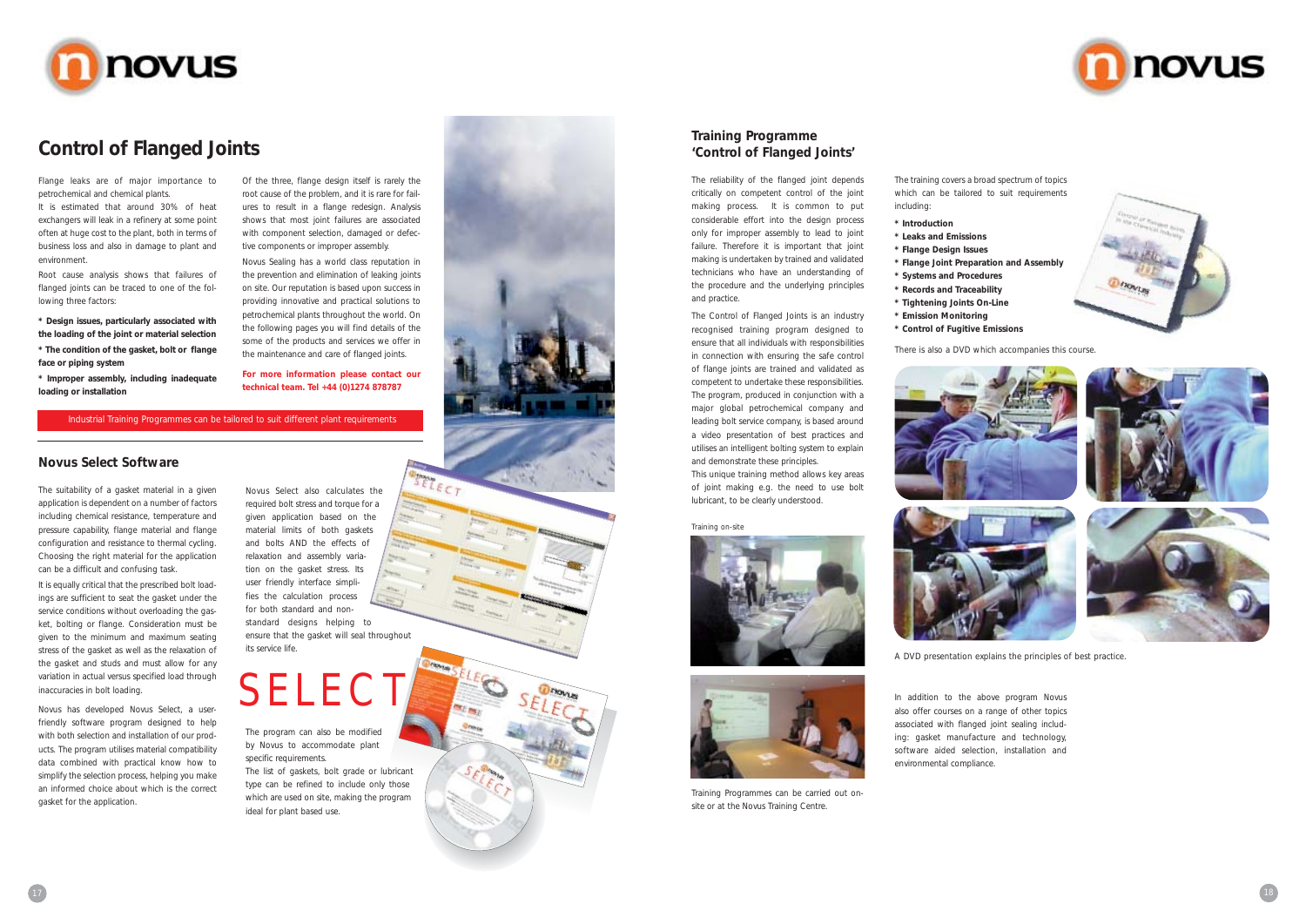# Control of Flanged Joints

Flange leaks are of major importance to petrochemical and chemical plants.

It is estimated that around 30% of heat exchangers will leak in a refinery at some point often at huge cost to the plant, both in terms of business loss and also in damage to plant and environment.

Root cause analysis shows that failures of flanged joints can be traced to one of the following three factors:

**\* Design issues, particularly associated with the loading of the joint or material selection**

**\* The condition of the gasket, bolt or flange face or piping system**

**\* Improper assembly, including inadequate loading or installation**

Of the three, flange design itself is rarely the root cause of the problem, and it is rare for failures to result in a flange redesign. Analysis shows that most joint failures are associated with component selection, damaged or defective components or improper assembly.

Novus Sealing has a world class reputation in the prevention and elimination of leaking joints on site. Our reputation is based upon success in providing innovative and practical solutions to petrochemical plants throughout the world. On the following pages you will find details of the some of the products and services we offer in the maintenance and care of flanged joints.

**For more information please contact our technical team. Tel +44 (0)1274 878787**

Industrial Training Programmes can be tailored to suit different plant requirements

## Novus Select Software

The suitability of a gasket material in a given application is dependent on a number of factors including chemical resistance, temperature and pressure capability, flange material and flange configuration and resistance to thermal cycling. Choosing the right material for the application can be a difficult and confusing task.

It is equally critical that the prescribed bolt loadings are sufficient to seat the gasket under the service conditions without overloading the gasket, bolting or flange. Consideration must be given to the minimum and maximum seating stress of the gasket as well as the relaxation of the gasket and studs and must allow for any variation in actual versus specified load through inaccuracies in bolt loading.

Novus has developed Novus Select, a user-friendly software program designed to help with both selection and installation of our products. The program utilises material compatibility data combined with practical know how to simplify the selection process, helping you make an informed choice about which is the correct gasket for the application.

Novus Select also calculates the required bolt stress and torque for a given application based on the material limits of both gaskets and bolts AND the effects of relaxation and assembly variation on the gasket stress. Its user friendly interface simplifies the calculation process for both standard and non-standard designs helping to ensure that the gasket will seal throughout its service life.

SELECT

The program can also be modified by Novus to accommodate plant specific requirements.

The list of gaskets, bolt grade or lubricant type can be refined to include only those which are used on site, making the program ideal for plant based use.

## Training Programme 'Control of Flanged Joints'

The reliability of the flanged joint depends critically on competent control of the joint making process. It is common to put considerable effort into the design process only for improper assembly to lead to joint failure. Therefore it is important that joint making is undertaken by trained and validated technicians who have an understanding of the procedure and the underlying principles and practice.

The Control of Flanged Joints is an industry recognised training program designed to ensure that all individuals with responsibilities in connection with ensuring the safe control of flange joints are trained and validated as competent to undertake these responsibilities. The program, produced in conjunction with a major global petrochemical company and leading bolt service company, is based around a video presentation of best practices and utilises an intelligent bolting system to explain and demonstrate these principles.

This unique training method allows key areas of joint making e.g. the need to use bolt lubricant, to be clearly understood.

Training on-site

Training Programmes can be carried out on-site or at the Novus Training Centre.

The training covers a broad spectrum of topics which can be tailored to suit requirements including:

- **Introduction**
- **Leaks and Emissions**
- **Flange Design Issues**
- **Flange Joint Preparation and Assembly**
- **Systems and Procedures**
- **Records and Traceability**
- **Tightening Joints On-Line**
- **Emission Monitoring**
- **Control of Fugitive Emissions**

There is also a DVD which accompanies this course.

A DVD presentation explains the principles of best practice.

In addition to the above program Novus also offer courses on a range of other topics associated with flanged joint sealing including: gasket manufacture and technology, software aided selection, installation and environmental compliance.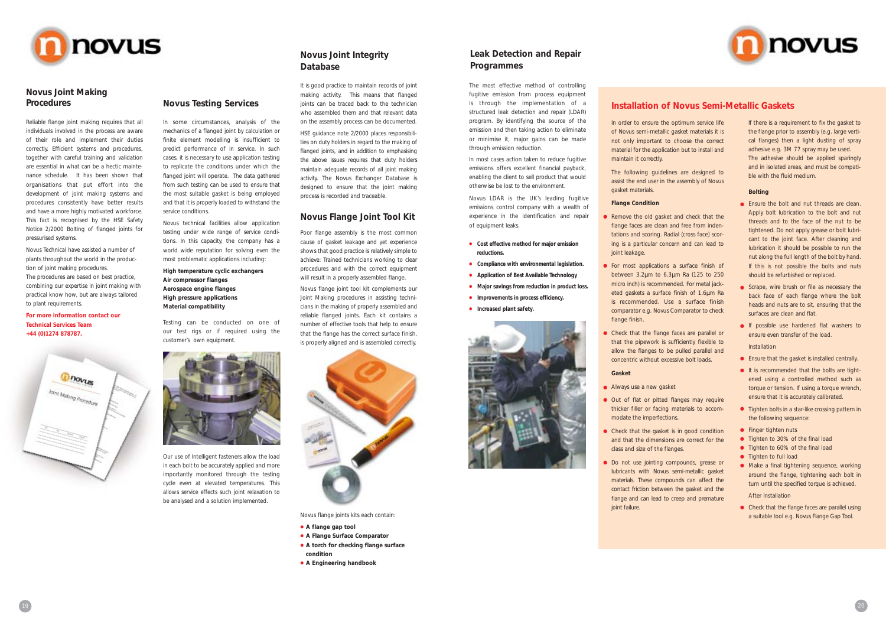## Novus Joint Making Procedures

Reliable flange joint making requires that all individuals involved in the process are aware of their role and implement their duties correctly. Efficient systems and procedures, together with careful training and validation are essential in what can be a hectic maintenance schedule. It has been shown that organisations that put effort into the development of joint making systems and procedures consistently have better results and have a more highly motivated workforce. This fact is recognised by the HSE Safety Notice 2/2000 Bolting of flanged joints for pressurised systems.

Novus Technical have assisted a number of plants throughout the world in the production of joint making procedures.
The procedures are based on best practice, combining our expertise in joint making with practical know how, but are always tailored to plant requirements.

**For more information contact our Technical Services Team +44 (0)1274 878787.**

## Novus Testing Services

In some circumstances, analysis of the mechanics of a flanged joint by calculation or finite element modelling is insufficient to predict performance of in service. In such cases, it is necessary to use application testing to replicate the conditions under which the flanged joint will operate. The data gathered from such testing can be used to ensure that the most suitable gasket is being employed and that it is properly loaded to withstand the service conditions.

Novus technical facilities allow application testing under wide range of service conditions. In this capacity, the company has a world wide reputation for solving even the most problematic applications including:

**High temperature cyclic exchangers**
**Air compressor flanges**
**Aerospace engine flanges**
**High pressure applications**
**Material compatibility**

Testing can be conducted on one of our test rigs or if required using the customer's own equipment.

Our use of Intelligent fasteners allow the load in each bolt to be accurately applied and more importantly monitored through the testing cycle even at elevated temperatures. This allows service effects such joint relaxation to be analysed and a solution implemented.

## Novus Joint Integrity Database

It is good practice to maintain records of joint making activity. This means that flanged joints can be traced back to the technician who assembled them and that relevant data on the assembly process can be documented.

HSE guidance note 2/2000 places responsibilities on duty holders in regard to the making of flanged joints, and in addition to emphasising the above issues requires that duty holders maintain adequate records of all joint making activity. The Novus Exchanger Database is designed to ensure that the joint making process is recorded and traceable.

## Novus Flange Joint Tool Kit

Poor flange assembly is the most common cause of gasket leakage and yet experience shows that good practice is relatively simple to achieve: Trained technicians working to clear procedures and with the correct equipment will result in a properly assembled flange.

Novus flange joint tool kit complements our Joint Making procedures in assisting technicians in the making of properly assembled and reliable flanged joints. Each kit contains a number of effective tools that help to ensure that the flange has the correct surface finish, is properly aligned and is assembled correctly.

Novus flange joints kits each contain:

- **A flange gap tool**
- **A Flange Surface Comparator**
- **A torch for checking flange surface condition**
- **A Engineering handbook**

## Leak Detection and Repair Programmes

The most effective method of controlling fugitive emission from process equipment is through the implementation of a structured leak detection and repair (LDAR) program. By identifying the source of the emission and then taking action to eliminate or minimise it, major gains can be made through emission reduction.

In most cases action taken to reduce fugitive emissions offers excellent financial payback, enabling the client to sell product that would otherwise be lost to the environment.

Novus LDAR is the UK's leading fugitive emissions control company with a wealth of experience in the identification and repair of equipment leaks.

- **Cost effective method for major emission reductions.**
- **Compliance with environmental legislation.**
- **Application of Best Available Technology**
- **Major savings from reduction in product loss.**
- **Improvements in process efficiency.**
- **Increased plant safety.**

## Installation of Novus Semi-Metallic Gaskets

In order to ensure the optimum service life of Novus semi-metallic gasket materials it is not only important to choose the correct material for the application but to install and maintain it correctly.

The following guidelines are designed to assist the end user in the assembly of Novus gasket materials.

**Flange Condition**

- Remove the old gasket and check that the flange faces are clean and free from indentations and scoring. Radial (cross face) scoring is a particular concern and can lead to joint leakage.
- For most applications a surface finish of between 3.2µm to 6.3µm Ra (125 to 250 micro inch) is recommended. For metal jacketed gaskets a surface finish of 1.6µm Ra is recommended. Use a surface finish comparator e.g. Novus Comparator to check flange finish.
- Check that the flange faces are parallel or that the pipework is sufficiently flexible to allow the flanges to be pulled parallel and concentric without excessive bolt loads.

**Gasket**

- Always use a new gasket
- Out of flat or pitted flanges may require thicker filler or facing materials to accommodate the imperfections.
- Check that the gasket is in good condition and that the dimensions are correct for the class and size of the flanges.
- Do not use jointing compounds, grease or lubricants with Novus semi-metallic gasket materials. These compounds can affect the contact friction between the gasket and the flange and can lead to creep and premature joint failure.

If there is a requirement to fix the gasket to the flange prior to assembly (e.g. large vertical flanges) then a light dusting of spray adhesive e.g. 3M 77 spray may be used. The adhesive should be applied sparingly and in isolated areas, and must be compatible with the fluid medium.

**Bolting**

- Ensure the bolt and nut threads are clean. Apply bolt lubrication to the bolt and nut threads and to the face of the nut to be tightened. Do not apply grease or bolt lubricant to the joint face. After cleaning and lubrication it should be possible to run the nut along the full length of the bolt by hand. If this is not possible the bolts and nuts should be refurbished or replaced.
- Scrape, wire brush or file as necessary the back face of each flange where the bolt heads and nuts are to sit, ensuring that the surfaces are clean and flat.
- If possible use hardened flat washers to ensure even transfer of the load.

Installation

- Ensure that the gasket is installed centrally.
- It is recommended that the bolts are tightened using a controlled method such as torque or tension. If using a torque wrench, ensure that it is accurately calibrated.
- Tighten bolts in a star-like crossing pattern in the following sequence:
- Finger tighten nuts
- Tighten to 30% of the final load
- Tighten to 60% of the final load
- Tighten to full load
- Make a final tightening sequence, working around the flange, tightening each bolt in turn until the specified torque is achieved.

After Installation

- Check that the flange faces are parallel using a suitable tool e.g. Novus Flange Gap Tool.